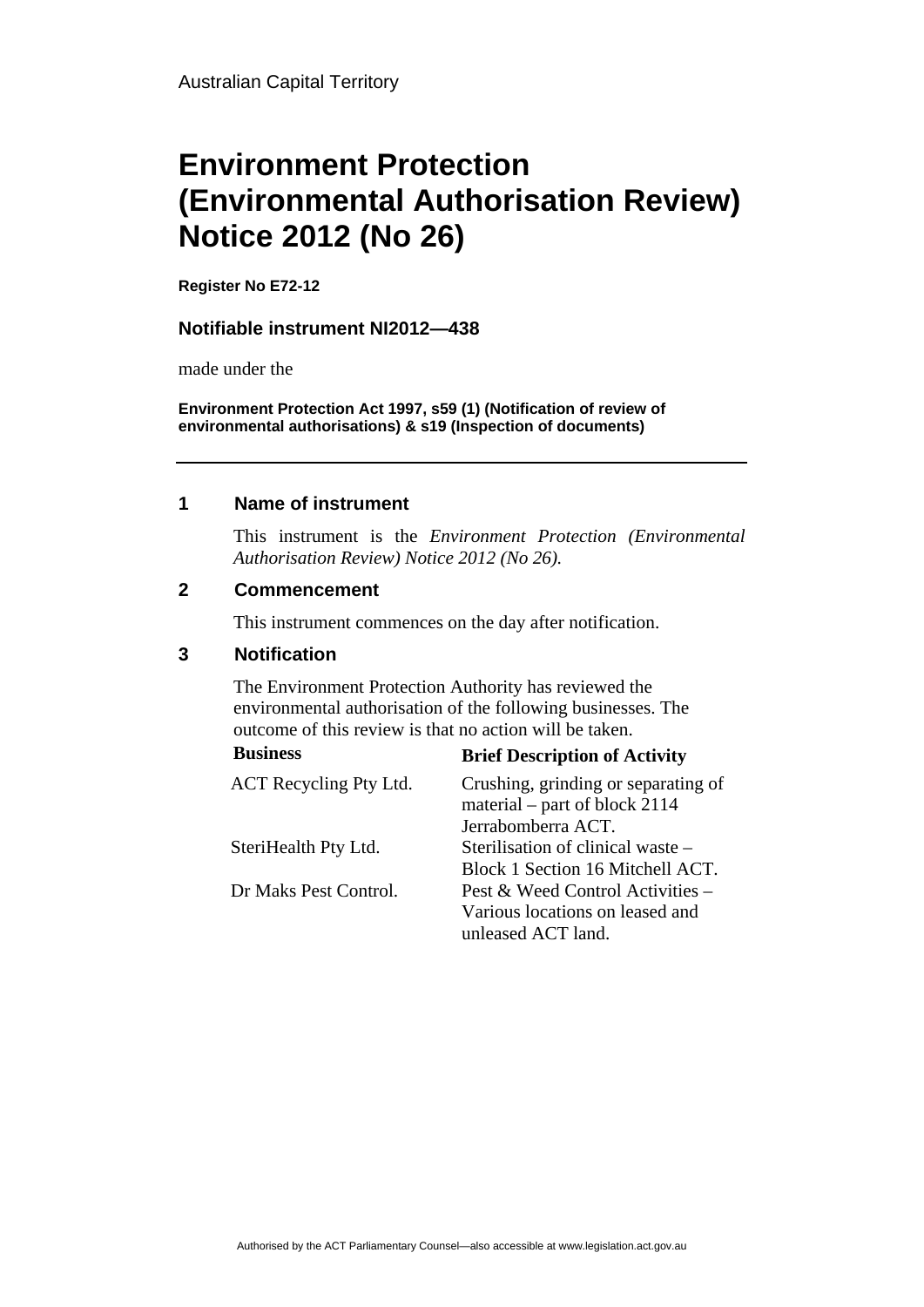Australian Capital Territory

# Environment Protection (Environmental Authorisation Review) Notice 2012 (No 26)

**Register No E72-12**

**Notifiable instrument NI2012—438**

made under the

**Environment Protection Act 1997, s59 (1) (Notification of review of environmental authorisations) & s19 (Inspection of documents)**

---

## 1 Name of instrument

This instrument is the *Environment Protection (Environmental Authorisation Review) Notice 2012 (No 26).*

## 2 Commencement

This instrument commences on the day after notification.

## 3 Notification

The Environment Protection Authority has reviewed the environmental authorisation of the following businesses. The outcome of this review is that no action will be taken.

| Business | Brief Description of Activity |
|---|---|
| ACT Recycling Pty Ltd. | Crushing, grinding or separating of material – part of block 2114 Jerrabomberra ACT. |
| SteriHealth Pty Ltd. | Sterilisation of clinical waste – Block 1 Section 16 Mitchell ACT. |
| Dr Maks Pest Control. | Pest & Weed Control Activities – Various locations on leased and unleased ACT land. |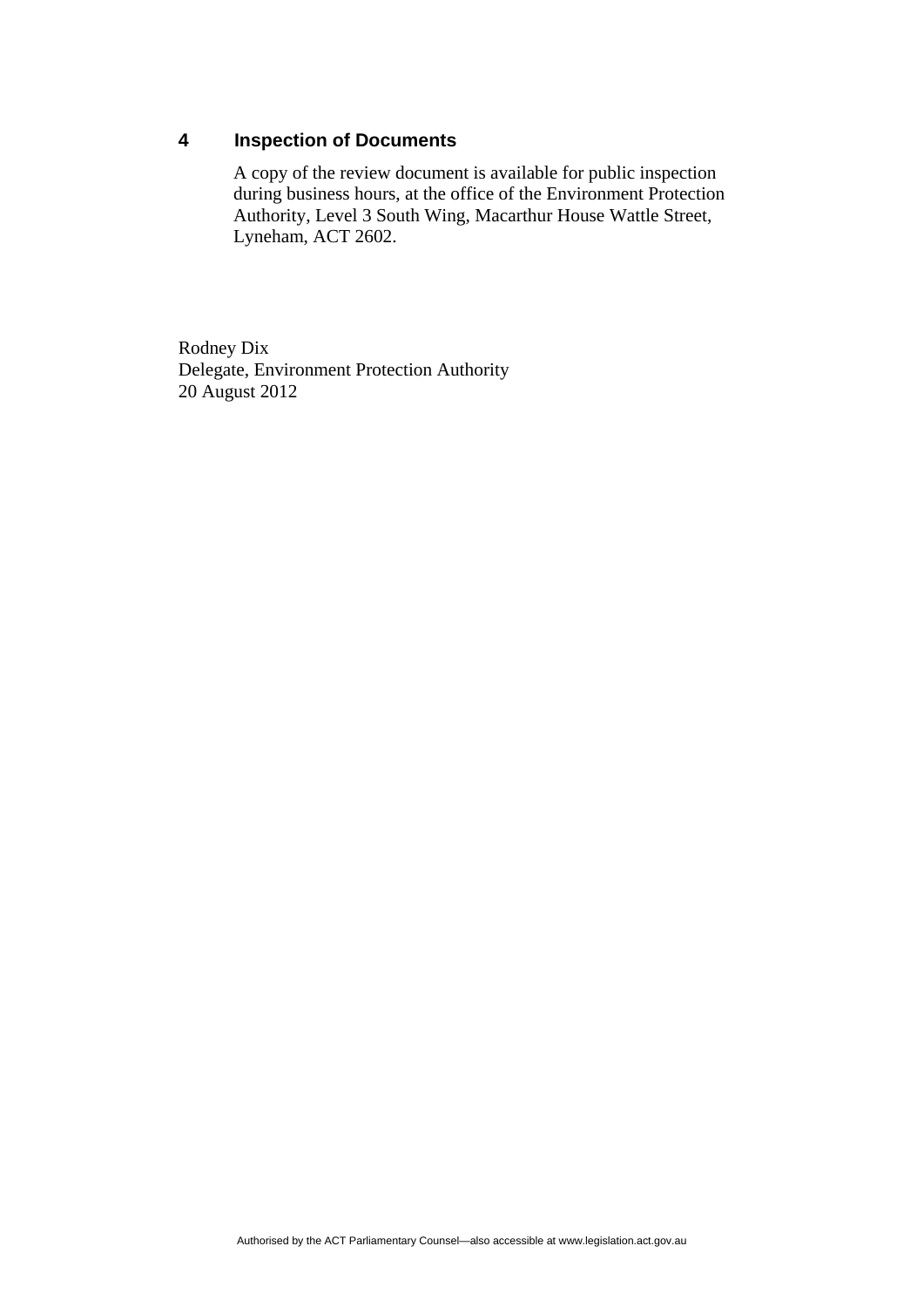## 4 Inspection of Documents

A copy of the review document is available for public inspection during business hours, at the office of the Environment Protection Authority, Level 3 South Wing, Macarthur House Wattle Street, Lyneham, ACT 2602.

Rodney Dix
Delegate, Environment Protection Authority
20 August 2012